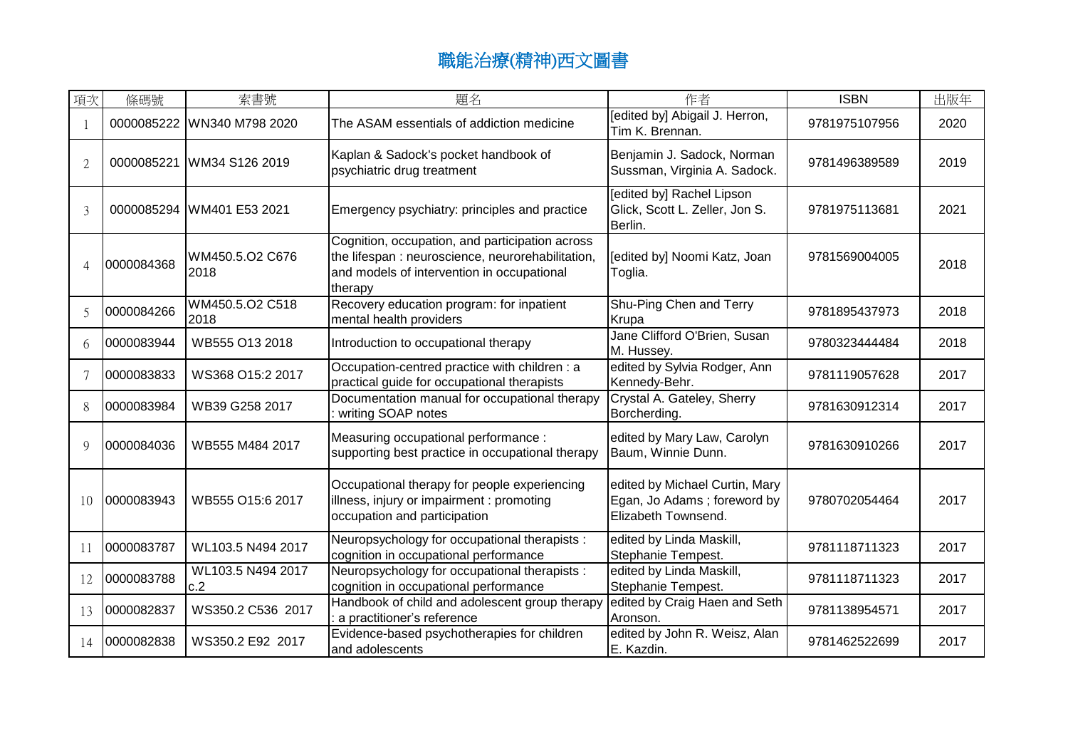# 職能治療(精神)西文圖書

| 項次 | 條碼號 | 索書號 | 題名 | 作者 | ISBN | 出版年 |
|---|---|---|---|---|---|---|
| 1 | 0000085222 | WN340 M798 2020 | The ASAM essentials of addiction medicine | [edited by] Abigail J. Herron, Tim K. Brennan. | 9781975107956 | 2020 |
| 2 | 0000085221 | WM34 S126 2019 | Kaplan & Sadock's pocket handbook of psychiatric drug treatment | Benjamin J. Sadock, Norman Sussman, Virginia A. Sadock. | 9781496389589 | 2019 |
| 3 | 0000085294 | WM401 E53 2021 | Emergency psychiatry: principles and practice | [edited by] Rachel Lipson Glick, Scott L. Zeller, Jon S. Berlin. | 9781975113681 | 2021 |
| 4 | 0000084368 | WM450.5.O2 C676 2018 | Cognition, occupation, and participation across the lifespan : neuroscience, neurorehabilitation, and models of intervention in occupational therapy | [edited by] Noomi Katz, Joan Toglia. | 9781569004005 | 2018 |
| 5 | 0000084266 | WM450.5.O2 C518 2018 | Recovery education program: for inpatient mental health providers | Shu-Ping Chen and Terry Krupa | 9781895437973 | 2018 |
| 6 | 0000083944 | WB555 O13 2018 | Introduction to occupational therapy | Jane Clifford O'Brien, Susan M. Hussey. | 9780323444484 | 2018 |
| 7 | 0000083833 | WS368 O15:2 2017 | Occupation-centred practice with children : a practical guide for occupational therapists | edited by Sylvia Rodger, Ann Kennedy-Behr. | 9781119057628 | 2017 |
| 8 | 0000083984 | WB39 G258 2017 | Documentation manual for occupational therapy : writing SOAP notes | Crystal A. Gateley, Sherry Borcherding. | 9781630912314 | 2017 |
| 9 | 0000084036 | WB555 M484 2017 | Measuring occupational performance : supporting best practice in occupational therapy | edited by Mary Law, Carolyn Baum, Winnie Dunn. | 9781630910266 | 2017 |
| 10 | 0000083943 | WB555 O15:6 2017 | Occupational therapy for people experiencing illness, injury or impairment : promoting occupation and participation | edited by Michael Curtin, Mary Egan, Jo Adams ; foreword by Elizabeth Townsend. | 9780702054464 | 2017 |
| 11 | 0000083787 | WL103.5 N494 2017 | Neuropsychology for occupational therapists : cognition in occupational performance | edited by Linda Maskill, Stephanie Tempest. | 9781118711323 | 2017 |
| 12 | 0000083788 | WL103.5 N494 2017 c.2 | Neuropsychology for occupational therapists : cognition in occupational performance | edited by Linda Maskill, Stephanie Tempest. | 9781118711323 | 2017 |
| 13 | 0000082837 | WS350.2 C536 2017 | Handbook of child and adolescent group therapy : a practitioner's reference | edited by Craig Haen and Seth Aronson. | 9781138954571 | 2017 |
| 14 | 0000082838 | WS350.2 E92 2017 | Evidence-based psychotherapies for children and adolescents | edited by John R. Weisz, Alan E. Kazdin. | 9781462522699 | 2017 |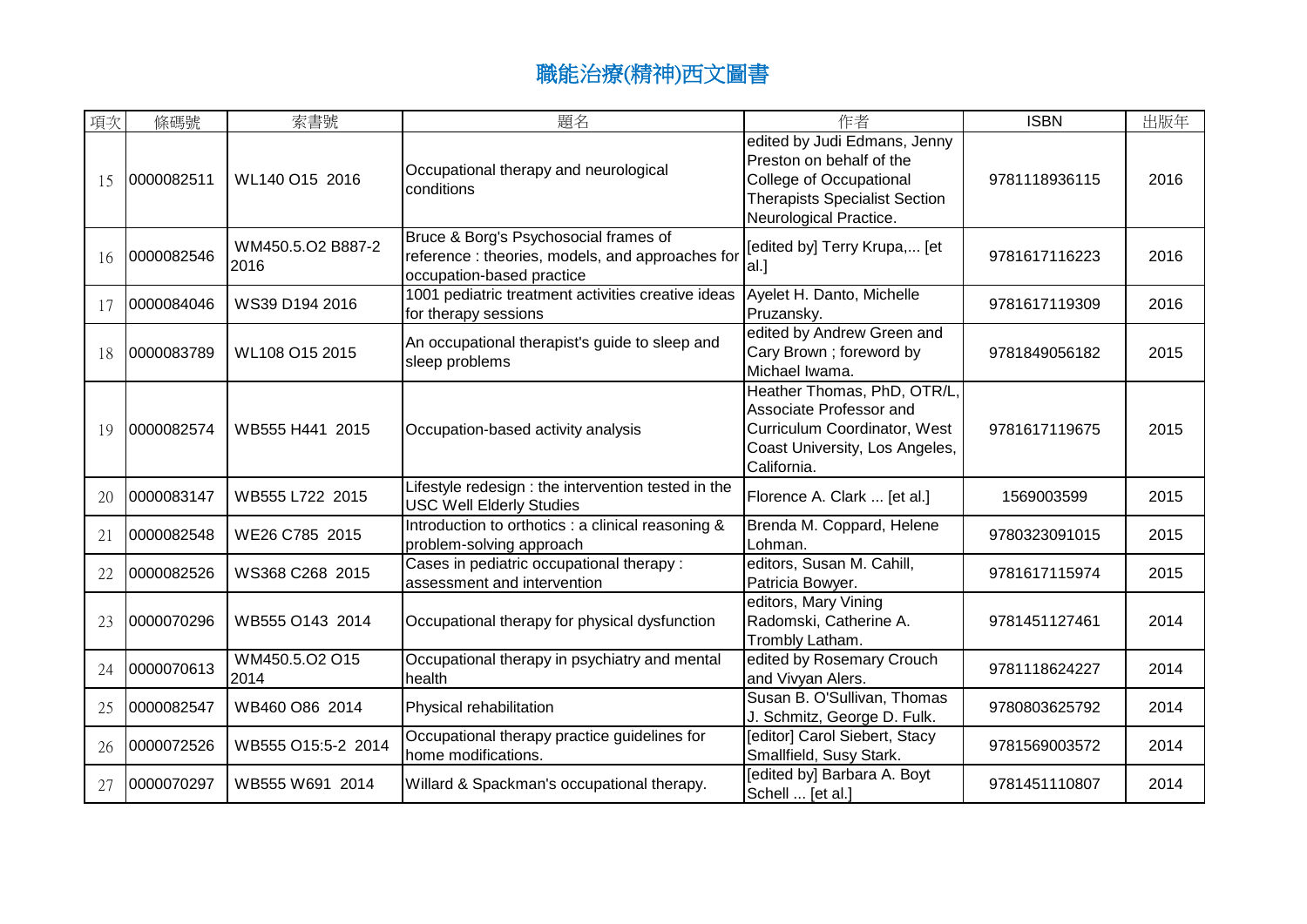# 職能治療(精神)西文圖書

| 項次 | 條碼號 | 索書號 | 題名 | 作者 | ISBN | 出版年 |
| --- | --- | --- | --- | --- | --- | --- |
| 15 | 0000082511 | WL140 O15 2016 | Occupational therapy and neurological conditions | edited by Judi Edmans, Jenny Preston on behalf of the College of Occupational Therapists Specialist Section Neurological Practice. | 9781118936115 | 2016 |
| 16 | 0000082546 | WM450.5.O2 B887-2 2016 | Bruce & Borg's Psychosocial frames of reference : theories, models, and approaches for occupation-based practice | [edited by] Terry Krupa,... [et al.] | 9781617116223 | 2016 |
| 17 | 0000084046 | WS39 D194 2016 | 1001 pediatric treatment activities creative ideas for therapy sessions | Ayelet H. Danto, Michelle Pruzansky. | 9781617119309 | 2016 |
| 18 | 0000083789 | WL108 O15 2015 | An occupational therapist's guide to sleep and sleep problems | edited by Andrew Green and Cary Brown ; foreword by Michael Iwama. | 9781849056182 | 2015 |
| 19 | 0000082574 | WB555 H441 2015 | Occupation-based activity analysis | Heather Thomas, PhD, OTR/L, Associate Professor and Curriculum Coordinator, West Coast University, Los Angeles, California. | 9781617119675 | 2015 |
| 20 | 0000083147 | WB555 L722 2015 | Lifestyle redesign : the intervention tested in the USC Well Elderly Studies | Florence A. Clark ... [et al.] | 1569003599 | 2015 |
| 21 | 0000082548 | WE26 C785 2015 | Introduction to orthotics : a clinical reasoning & problem-solving approach | Brenda M. Coppard, Helene Lohman. | 9780323091015 | 2015 |
| 22 | 0000082526 | WS368 C268 2015 | Cases in pediatric occupational therapy : assessment and intervention | editors, Susan M. Cahill, Patricia Bowyer. | 9781617115974 | 2015 |
| 23 | 0000070296 | WB555 O143 2014 | Occupational therapy for physical dysfunction | editors, Mary Vining Radomski, Catherine A. Trombly Latham. | 9781451127461 | 2014 |
| 24 | 0000070613 | WM450.5.O2 O15 2014 | Occupational therapy in psychiatry and mental health | edited by Rosemary Crouch and Vivyan Alers. | 9781118624227 | 2014 |
| 25 | 0000082547 | WB460 O86 2014 | Physical rehabilitation | Susan B. O'Sullivan, Thomas J. Schmitz, George D. Fulk. | 9780803625792 | 2014 |
| 26 | 0000072526 | WB555 O15:5-2 2014 | Occupational therapy practice guidelines for home modifications. | [editor] Carol Siebert, Stacy Smallfield, Susy Stark. | 9781569003572 | 2014 |
| 27 | 0000070297 | WB555 W691 2014 | Willard & Spackman's occupational therapy. | [edited by] Barbara A. Boyt Schell ... [et al.] | 9781451110807 | 2014 |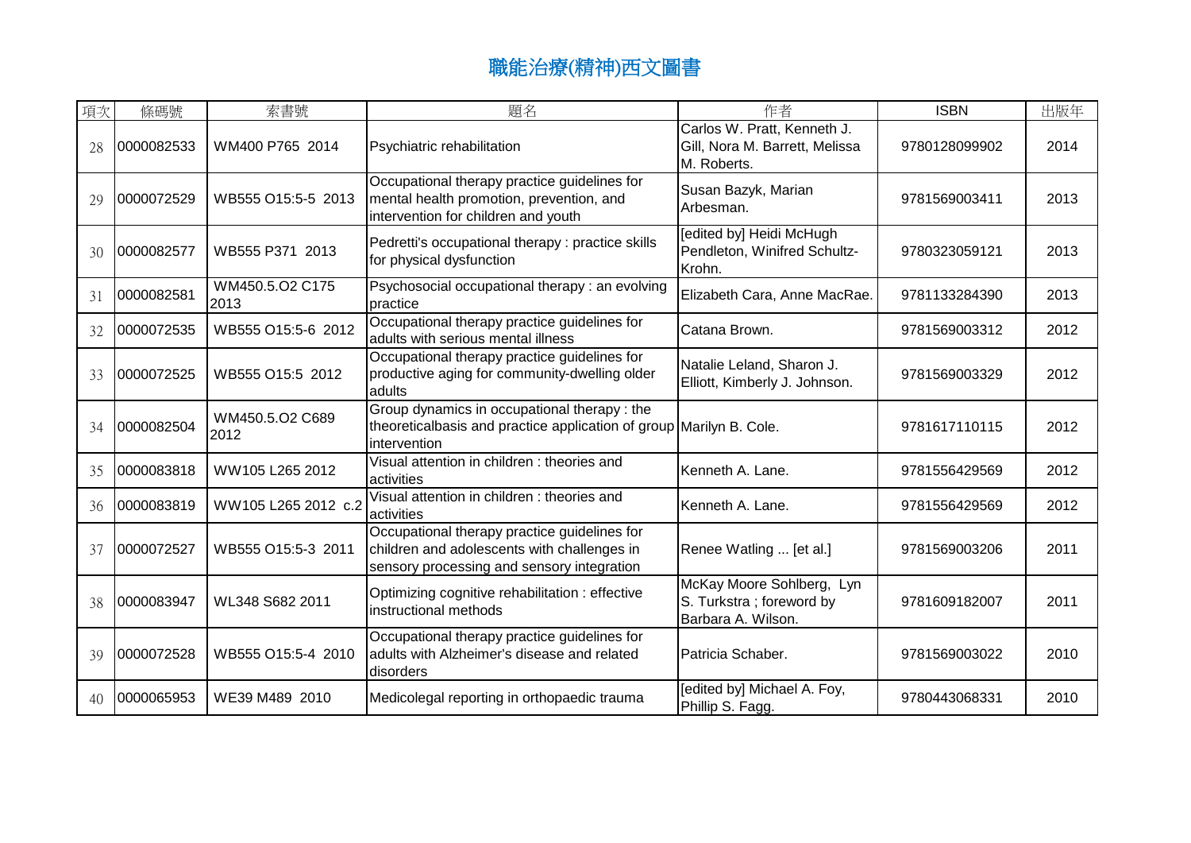# 職能治療(精神)西文圖書

| 項次 | 條碼號 | 索書號 | 題名 | 作者 | ISBN | 出版年 |
|---|---|---|---|---|---|---|
| 28 | 0000082533 | WM400 P765 2014 | Psychiatric rehabilitation | Carlos W. Pratt, Kenneth J. Gill, Nora M. Barrett, Melissa M. Roberts. | 9780128099902 | 2014 |
| 29 | 0000072529 | WB555 O15:5-5 2013 | Occupational therapy practice guidelines for mental health promotion, prevention, and intervention for children and youth | Susan Bazyk, Marian Arbesman. | 9781569003411 | 2013 |
| 30 | 0000082577 | WB555 P371 2013 | Pedretti's occupational therapy : practice skills for physical dysfunction | [edited by] Heidi McHugh Pendleton, Winifred Schultz-Krohn. | 9780323059121 | 2013 |
| 31 | 0000082581 | WM450.5.O2 C175 2013 | Psychosocial occupational therapy : an evolving practice | Elizabeth Cara, Anne MacRae. | 9781133284390 | 2013 |
| 32 | 0000072535 | WB555 O15:5-6 2012 | Occupational therapy practice guidelines for adults with serious mental illness | Catana Brown. | 9781569003312 | 2012 |
| 33 | 0000072525 | WB555 O15:5 2012 | Occupational therapy practice guidelines for productive aging for community-dwelling older adults | Natalie Leland, Sharon J. Elliott, Kimberly J. Johnson. | 9781569003329 | 2012 |
| 34 | 0000082504 | WM450.5.O2 C689 2012 | Group dynamics in occupational therapy : the theoreticalbasis and practice application of group intervention | Marilyn B. Cole. | 9781617110115 | 2012 |
| 35 | 0000083818 | WW105 L265 2012 | Visual attention in children : theories and activities | Kenneth A. Lane. | 9781556429569 | 2012 |
| 36 | 0000083819 | WW105 L265 2012 c.2 | Visual attention in children : theories and activities | Kenneth A. Lane. | 9781556429569 | 2012 |
| 37 | 0000072527 | WB555 O15:5-3 2011 | Occupational therapy practice guidelines for children and adolescents with challenges in sensory processing and sensory integration | Renee Watling ... [et al.] | 9781569003206 | 2011 |
| 38 | 0000083947 | WL348 S682 2011 | Optimizing cognitive rehabilitation : effective instructional methods | McKay Moore Sohlberg, Lyn S. Turkstra ; foreword by Barbara A. Wilson. | 9781609182007 | 2011 |
| 39 | 0000072528 | WB555 O15:5-4 2010 | Occupational therapy practice guidelines for adults with Alzheimer's disease and related disorders | Patricia Schaber. | 9781569003022 | 2010 |
| 40 | 0000065953 | WE39 M489 2010 | Medicolegal reporting in orthopaedic trauma | [edited by] Michael A. Foy, Phillip S. Fagg. | 9780443068331 | 2010 |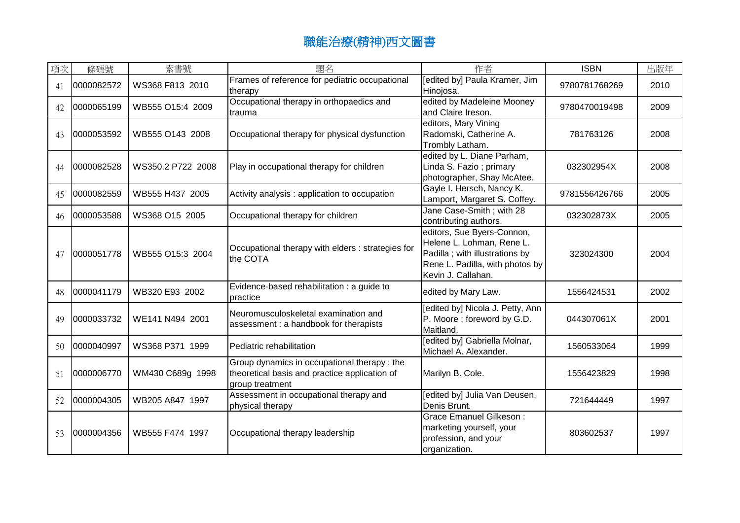# 職能治療(精神)西文圖書

| 項次 | 條碼號 | 索書號 | 題名 | 作者 | ISBN | 出版年 |
| --- | --- | --- | --- | --- | --- | --- |
| 41 | 0000082572 | WS368 F813 2010 | Frames of reference for pediatric occupational therapy | [edited by] Paula Kramer, Jim Hinojosa. | 9780781768269 | 2010 |
| 42 | 0000065199 | WB555 O15:4 2009 | Occupational therapy in orthopaedics and trauma | edited by Madeleine Mooney and Claire Ireson. | 9780470019498 | 2009 |
| 43 | 0000053592 | WB555 O143 2008 | Occupational therapy for physical dysfunction | editors, Mary Vining Radomski, Catherine A. Trombly Latham. | 781763126 | 2008 |
| 44 | 0000082528 | WS350.2 P722 2008 | Play in occupational therapy for children | edited by L. Diane Parham, Linda S. Fazio ; primary photographer, Shay McAtee. | 032302954X | 2008 |
| 45 | 0000082559 | WB555 H437 2005 | Activity analysis : application to occupation | Gayle I. Hersch, Nancy K. Lamport, Margaret S. Coffey. | 9781556426766 | 2005 |
| 46 | 0000053588 | WS368 O15 2005 | Occupational therapy for children | Jane Case-Smith ; with 28 contributing authors. | 032302873X | 2005 |
| 47 | 0000051778 | WB555 O15:3 2004 | Occupational therapy with elders : strategies for the COTA | editors, Sue Byers-Connon, Helene L. Lohman, Rene L. Padilla ; with illustrations by Rene L. Padilla, with photos by Kevin J. Callahan. | 323024300 | 2004 |
| 48 | 0000041179 | WB320 E93 2002 | Evidence-based rehabilitation : a guide to practice | edited by Mary Law. | 1556424531 | 2002 |
| 49 | 0000033732 | WE141 N494 2001 | Neuromusculoskeletal examination and assessment : a handbook for therapists | [edited by] Nicola J. Petty, Ann P. Moore ; foreword by G.D. Maitland. | 044307061X | 2001 |
| 50 | 0000040997 | WS368 P371 1999 | Pediatric rehabilitation | [edited by] Gabriella Molnar, Michael A. Alexander. | 1560533064 | 1999 |
| 51 | 0000006770 | WM430 C689g 1998 | Group dynamics in occupational therapy : the theoretical basis and practice application of group treatment | Marilyn B. Cole. | 1556423829 | 1998 |
| 52 | 0000004305 | WB205 A847 1997 | Assessment in occupational therapy and physical therapy | [edited by] Julia Van Deusen, Denis Brunt. | 721644449 | 1997 |
| 53 | 0000004356 | WB555 F474 1997 | Occupational therapy leadership | Grace Emanuel Gilkeson : marketing yourself, your profession, and your organization. | 803602537 | 1997 |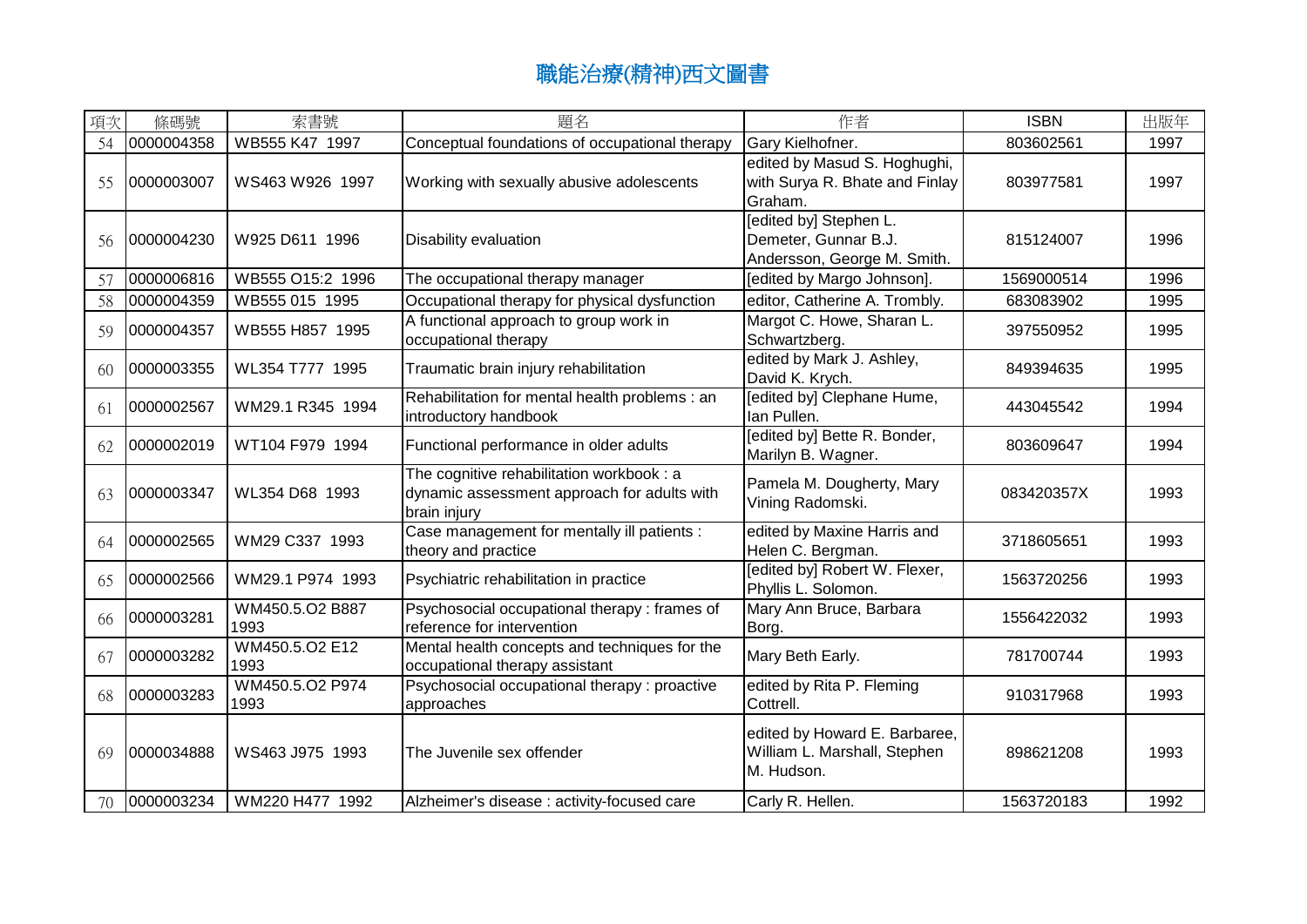# 職能治療(精神)西文圖書

| 項次 | 條碼號 | 索書號 | 題名 | 作者 | ISBN | 出版年 |
|---|---|---|---|---|---|---|
| 54 | 0000004358 | WB555 K47 1997 | Conceptual foundations of occupational therapy | Gary Kielhofner. | 803602561 | 1997 |
| 55 | 0000003007 | WS463 W926 1997 | Working with sexually abusive adolescents | edited by Masud S. Hoghughi, with Surya R. Bhate and Finlay Graham. | 803977581 | 1997 |
| 56 | 0000004230 | W925 D611 1996 | Disability evaluation | [edited by] Stephen L. Demeter, Gunnar B.J. Andersson, George M. Smith. | 815124007 | 1996 |
| 57 | 0000006816 | WB555 O15:2 1996 | The occupational therapy manager | [edited by Margo Johnson]. | 1569000514 | 1996 |
| 58 | 0000004359 | WB555 015 1995 | Occupational therapy for physical dysfunction | editor, Catherine A. Trombly. | 683083902 | 1995 |
| 59 | 0000004357 | WB555 H857 1995 | A functional approach to group work in occupational therapy | Margot C. Howe, Sharan L. Schwartzberg. | 397550952 | 1995 |
| 60 | 0000003355 | WL354 T777 1995 | Traumatic brain injury rehabilitation | edited by Mark J. Ashley, David K. Krych. | 849394635 | 1995 |
| 61 | 0000002567 | WM29.1 R345 1994 | Rehabilitation for mental health problems : an introductory handbook | [edited by] Clephane Hume, Ian Pullen. | 443045542 | 1994 |
| 62 | 0000002019 | WT104 F979 1994 | Functional performance in older adults | [edited by] Bette R. Bonder, Marilyn B. Wagner. | 803609647 | 1994 |
| 63 | 0000003347 | WL354 D68 1993 | The cognitive rehabilitation workbook : a dynamic assessment approach for adults with brain injury | Pamela M. Dougherty, Mary Vining Radomski. | 083420357X | 1993 |
| 64 | 0000002565 | WM29 C337 1993 | Case management for mentally ill patients : theory and practice | edited by Maxine Harris and Helen C. Bergman. | 3718605651 | 1993 |
| 65 | 0000002566 | WM29.1 P974 1993 | Psychiatric rehabilitation in practice | [edited by] Robert W. Flexer, Phyllis L. Solomon. | 1563720256 | 1993 |
| 66 | 0000003281 | WM450.5.O2 B887 1993 | Psychosocial occupational therapy : frames of reference for intervention | Mary Ann Bruce, Barbara Borg. | 1556422032 | 1993 |
| 67 | 0000003282 | WM450.5.O2 E12 1993 | Mental health concepts and techniques for the occupational therapy assistant | Mary Beth Early. | 781700744 | 1993 |
| 68 | 0000003283 | WM450.5.O2 P974 1993 | Psychosocial occupational therapy : proactive approaches | edited by Rita P. Fleming Cottrell. | 910317968 | 1993 |
| 69 | 0000034888 | WS463 J975 1993 | The Juvenile sex offender | edited by Howard E. Barbaree, William L. Marshall, Stephen M. Hudson. | 898621208 | 1993 |
| 70 | 0000003234 | WM220 H477 1992 | Alzheimer's disease : activity-focused care | Carly R. Hellen. | 1563720183 | 1992 |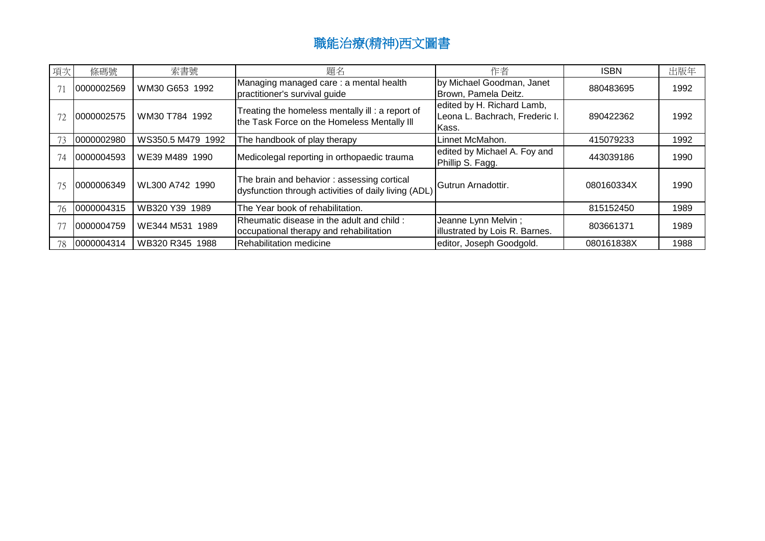# 職能治療(精神)西文圖書

| 項次 | 條碼號 | 索書號 | 題名 | 作者 | ISBN | 出版年 |
|---|---|---|---|---|---|---|
| 71 | 0000002569 | WM30 G653 1992 | Managing managed care : a mental health practitioner's survival guide | by Michael Goodman, Janet Brown, Pamela Deitz. | 880483695 | 1992 |
| 72 | 0000002575 | WM30 T784 1992 | Treating the homeless mentally ill : a report of the Task Force on the Homeless Mentally Ill | edited by H. Richard Lamb, Leona L. Bachrach, Frederic I. Kass. | 890422362 | 1992 |
| 73 | 0000002980 | WS350.5 M479 1992 | The handbook of play therapy | Linnet McMahon. | 415079233 | 1992 |
| 74 | 0000004593 | WE39 M489 1990 | Medicolegal reporting in orthopaedic trauma | edited by Michael A. Foy and Phillip S. Fagg. | 443039186 | 1990 |
| 75 | 0000006349 | WL300 A742 1990 | The brain and behavior : assessing cortical dysfunction through activities of daily living (ADL) | Gutrun Arnadottir. | 080160334X | 1990 |
| 76 | 0000004315 | WB320 Y39 1989 | The Year book of rehabilitation. | | 815152450 | 1989 |
| 77 | 0000004759 | WE344 M531 1989 | Rheumatic disease in the adult and child : occupational therapy and rehabilitation | Jeanne Lynn Melvin ; illustrated by Lois R. Barnes. | 803661371 | 1989 |
| 78 | 0000004314 | WB320 R345 1988 | Rehabilitation medicine | editor, Joseph Goodgold. | 080161838X | 1988 |